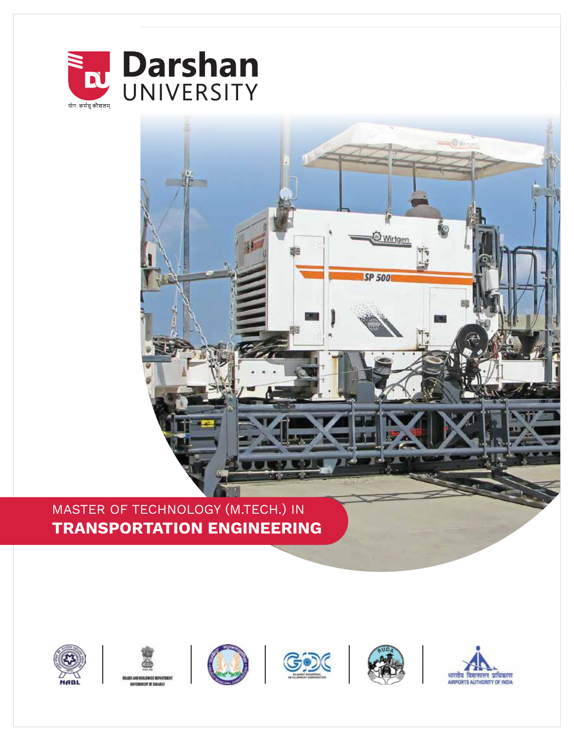Darshan UNIVERSITY

योग: कर्मसु कौशलम्

# MASTER OF TECHNOLOGY (M.TECH.) IN TRANSPORTATION ENGINEERING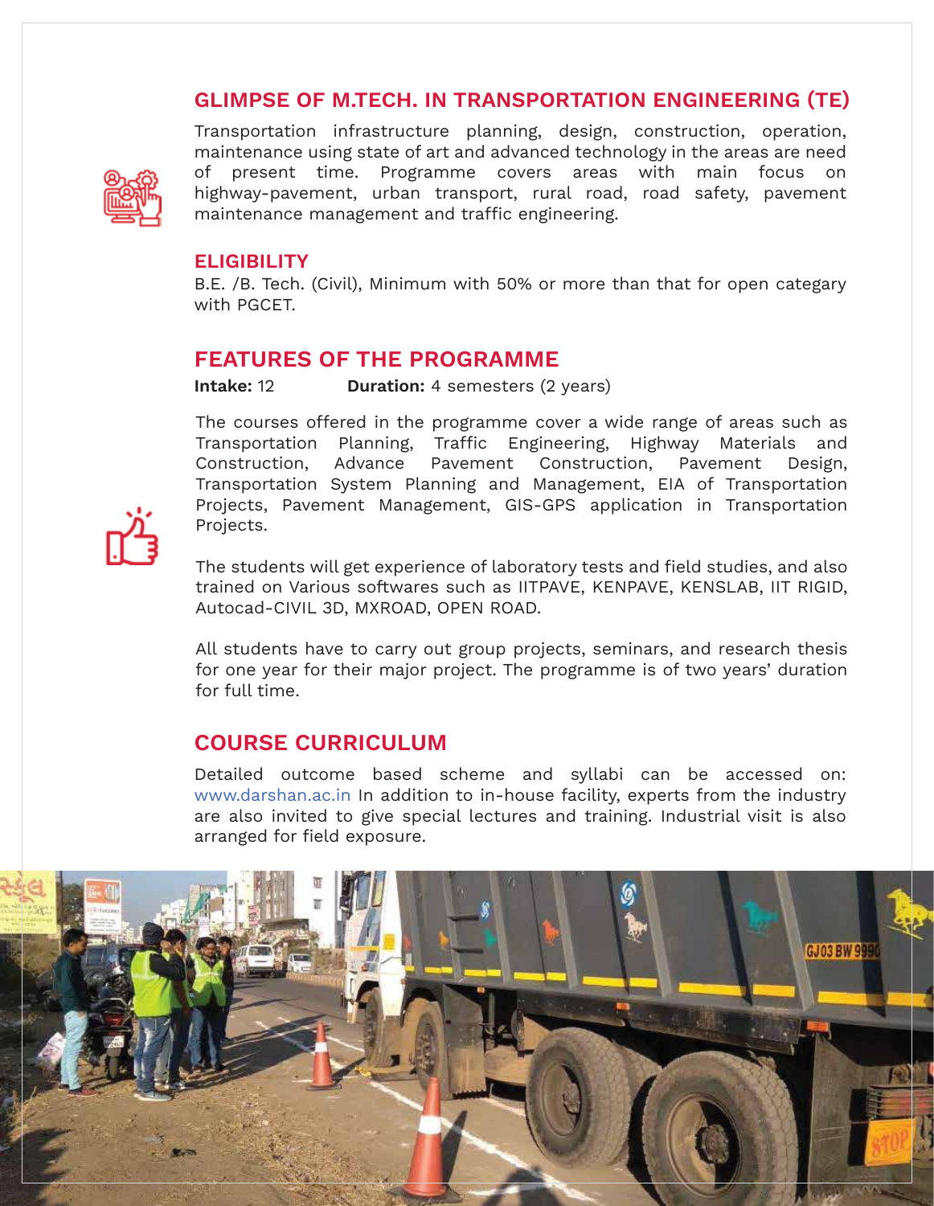## GLIMPSE OF M.TECH. IN TRANSPORTATION ENGINEERING (TE)

Transportation infrastructure planning, design, construction, operation, maintenance using state of art and advanced technology in the areas are need of present time. Programme covers areas with main focus on highway-pavement, urban transport, rural road, road safety, pavement maintenance management and traffic engineering.

## ELIGIBILITY

B.E. /B. Tech. (Civil), Minimum with 50% or more than that for open categary with PGCET.

## FEATURES OF THE PROGRAMME

**Intake:** 12 **Duration:** 4 semesters (2 years)

The courses offered in the programme cover a wide range of areas such as Transportation Planning, Traffic Engineering, Highway Materials and Construction, Advance Pavement Construction, Pavement Design, Transportation System Planning and Management, EIA of Transportation Projects, Pavement Management, GIS-GPS application in Transportation Projects.

The students will get experience of laboratory tests and field studies, and also trained on Various softwares such as IITPAVE, KENPAVE, KENSLAB, IIT RIGID, Autocad-CIVIL 3D, MXROAD, OPEN ROAD.

All students have to carry out group projects, seminars, and research thesis for one year for their major project. The programme is of two years' duration for full time.

## COURSE CURRICULUM

Detailed outcome based scheme and syllabi can be accessed on: www.darshan.ac.in In addition to in-house facility, experts from the industry are also invited to give special lectures and training. Industrial visit is also arranged for field exposure.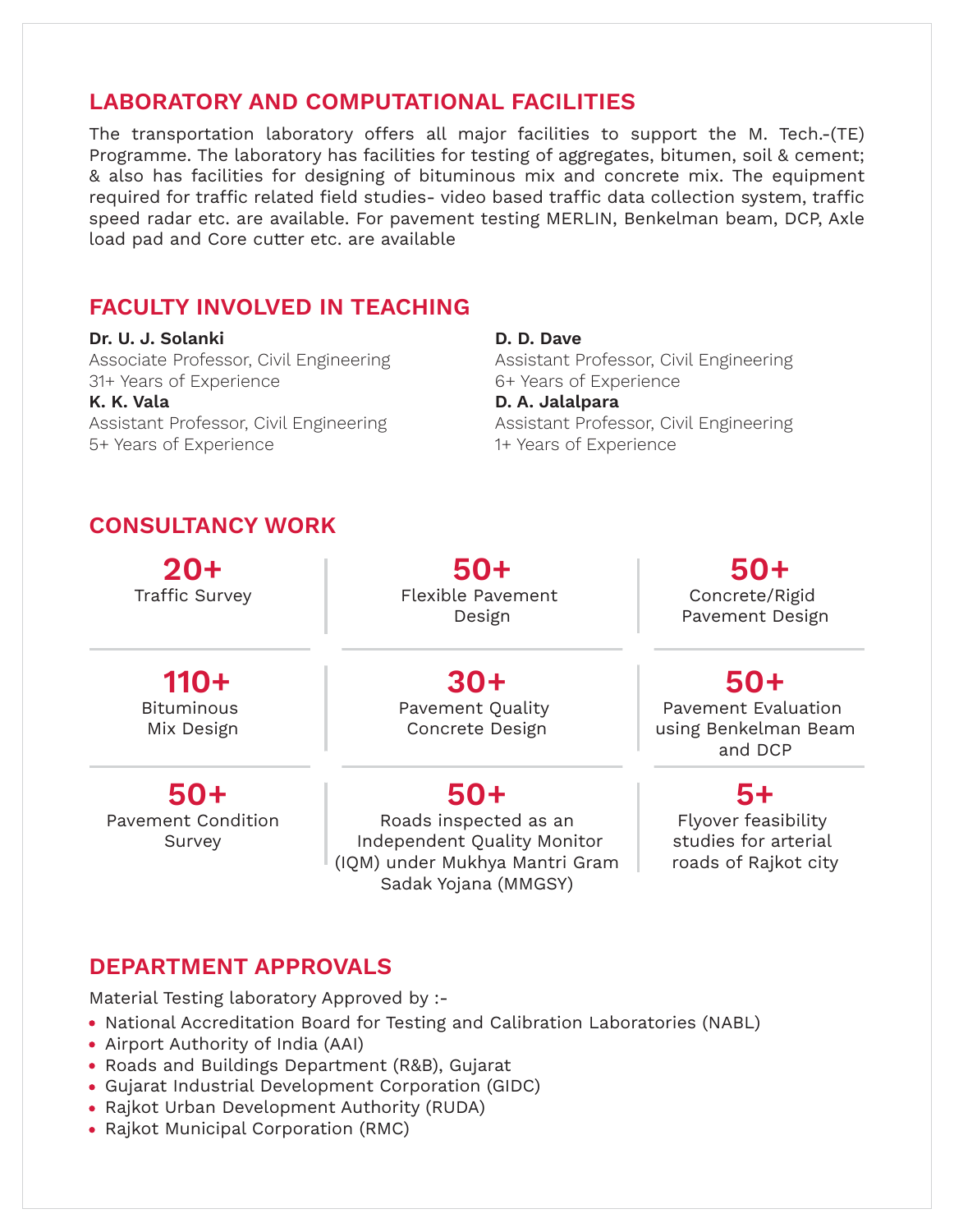## LABORATORY AND COMPUTATIONAL FACILITIES

The transportation laboratory offers all major facilities to support the M. Tech.-(TE) Programme. The laboratory has facilities for testing of aggregates, bitumen, soil & cement; & also has facilities for designing of bituminous mix and concrete mix. The equipment required for traffic related field studies- video based traffic data collection system, traffic speed radar etc. are available. For pavement testing MERLIN, Benkelman beam, DCP, Axle load pad and Core cutter etc. are available

## FACULTY INVOLVED IN TEACHING

**Dr. U. J. Solanki**
Associate Professor, Civil Engineering
31+ Years of Experience

**K. K. Vala**
Assistant Professor, Civil Engineering
5+ Years of Experience

**D. D. Dave**
Assistant Professor, Civil Engineering
6+ Years of Experience

**D. A. Jalalpara**
Assistant Professor, Civil Engineering
1+ Years of Experience

## CONSULTANCY WORK

| | | |
|---|---|---|
| **20+** Traffic Survey | **50+** Flexible Pavement Design | **50+** Concrete/Rigid Pavement Design |
| **110+** Bituminous Mix Design | **30+** Pavement Quality Concrete Design | **50+** Pavement Evaluation using Benkelman Beam and DCP |
| **50+** Pavement Condition Survey | **50+** Roads inspected as an Independent Quality Monitor (IQM) under Mukhya Mantri Gram Sadak Yojana (MMGSY) | **5+** Flyover feasibility studies for arterial roads of Rajkot city |

## DEPARTMENT APPROVALS

Material Testing laboratory Approved by :-

- National Accreditation Board for Testing and Calibration Laboratories (NABL)
- Airport Authority of India (AAI)
- Roads and Buildings Department (R&B), Gujarat
- Gujarat Industrial Development Corporation (GIDC)
- Rajkot Urban Development Authority (RUDA)
- Rajkot Municipal Corporation (RMC)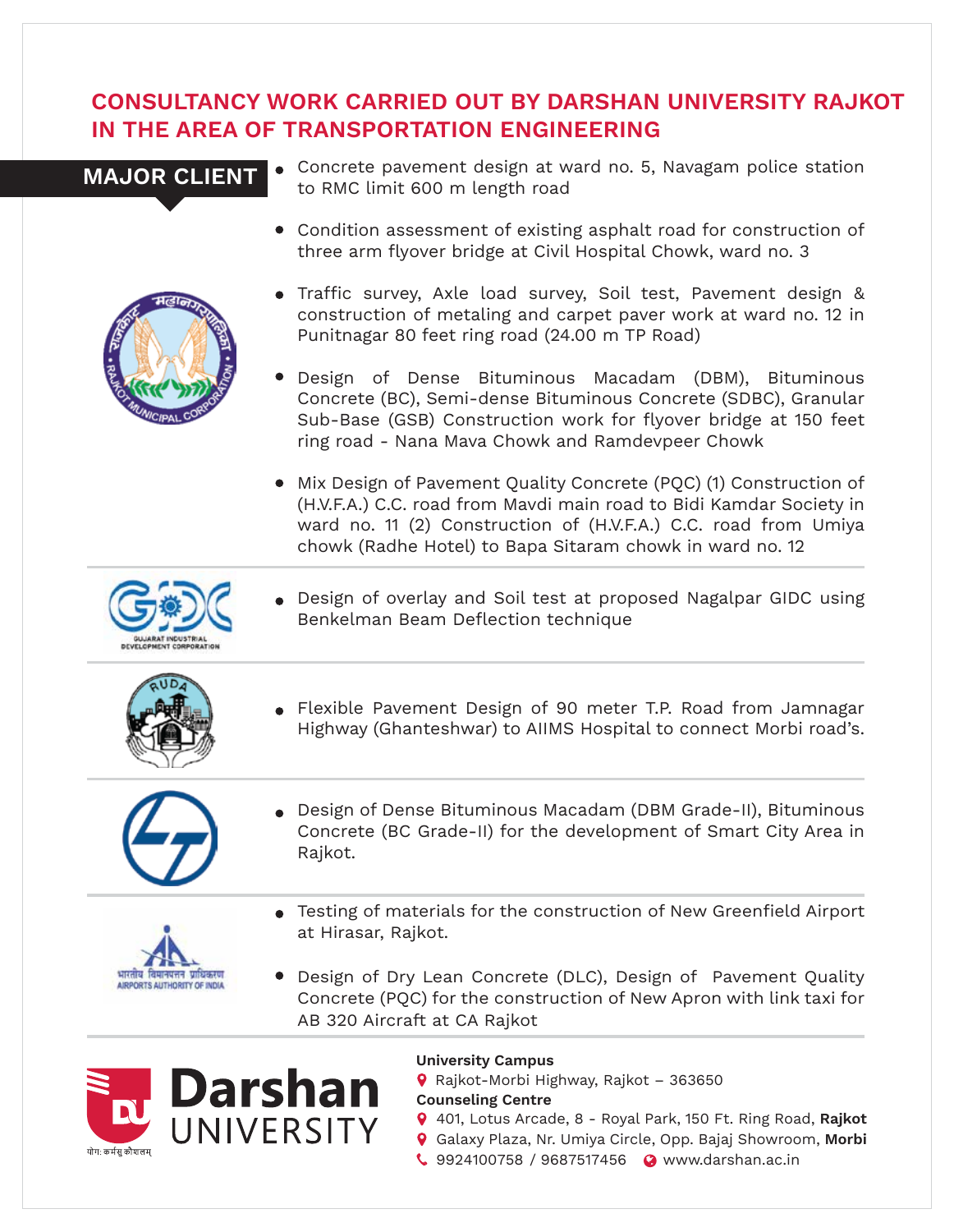# CONSULTANCY WORK CARRIED OUT BY DARSHAN UNIVERSITY RAJKOT IN THE AREA OF TRANSPORTATION ENGINEERING

## MAJOR CLIENT

- Concrete pavement design at ward no. 5, Navagam police station to RMC limit 600 m length road
- Condition assessment of existing asphalt road for construction of three arm flyover bridge at Civil Hospital Chowk, ward no. 3
- Traffic survey, Axle load survey, Soil test, Pavement design & construction of metaling and carpet paver work at ward no. 12 in Punitnagar 80 feet ring road (24.00 m TP Road)
- Design of Dense Bituminous Macadam (DBM), Bituminous Concrete (BC), Semi-dense Bituminous Concrete (SDBC), Granular Sub-Base (GSB) Construction work for flyover bridge at 150 feet ring road - Nana Mava Chowk and Ramdevpeer Chowk
- Mix Design of Pavement Quality Concrete (PQC) (1) Construction of (H.V.F.A.) C.C. road from Mavdi main road to Bidi Kamdar Society in ward no. 11 (2) Construction of (H.V.F.A.) C.C. road from Umiya chowk (Radhe Hotel) to Bapa Sitaram chowk in ward no. 12

---

- Design of overlay and Soil test at proposed Nagalpar GIDC using Benkelman Beam Deflection technique

---

- Flexible Pavement Design of 90 meter T.P. Road from Jamnagar Highway (Ghanteshwar) to AIIMS Hospital to connect Morbi road's.

---

- Design of Dense Bituminous Macadam (DBM Grade-II), Bituminous Concrete (BC Grade-II) for the development of Smart City Area in Rajkot.

---

- Testing of materials for the construction of New Greenfield Airport at Hirasar, Rajkot.
- Design of Dry Lean Concrete (DLC), Design of Pavement Quality Concrete (PQC) for the construction of New Apron with link taxi for AB 320 Aircraft at CA Rajkot

---

Darshan UNIVERSITY

योग: कर्मसु कौशलम्

**University Campus**

Rajkot-Morbi Highway, Rajkot – 363650

**Counseling Centre**

401, Lotus Arcade, 8 - Royal Park, 150 Ft. Ring Road, **Rajkot**

Galaxy Plaza, Nr. Umiya Circle, Opp. Bajaj Showroom, **Morbi**

9924100758 / 9687517456 www.darshan.ac.in